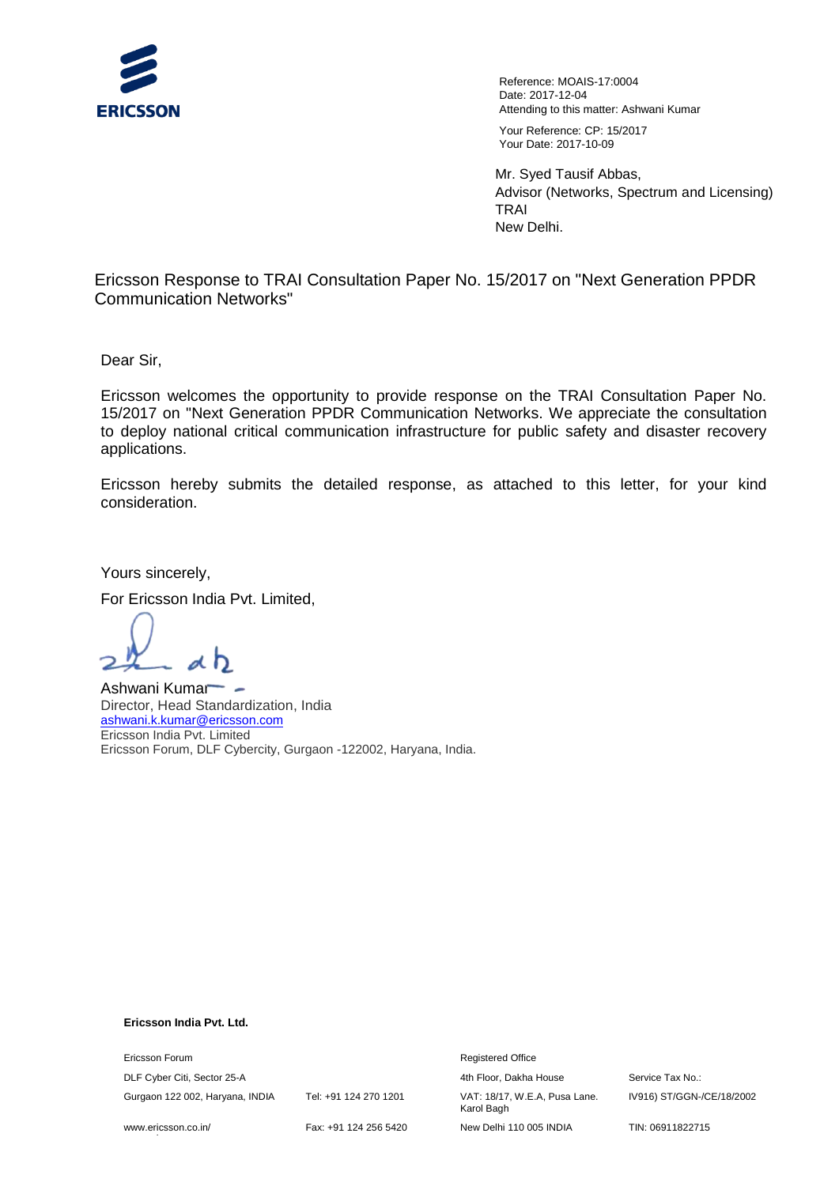**ERICSSON**

Reference: MOAIS-17:0004
Date: 2017-12-04
Attending to this matter: Ashwani Kumar

Your Reference: CP: 15/2017
Your Date: 2017-10-09

Mr. Syed Tausif Abbas,
Advisor (Networks, Spectrum and Licensing)
TRAI
New Delhi.

Ericsson Response to TRAI Consultation Paper No. 15/2017 on "Next Generation PPDR Communication Networks"

Dear Sir,

Ericsson welcomes the opportunity to provide response on the TRAI Consultation Paper No. 15/2017 on "Next Generation PPDR Communication Networks. We appreciate the consultation to deploy national critical communication infrastructure for public safety and disaster recovery applications.

Ericsson hereby submits the detailed response, as attached to this letter, for your kind consideration.

Yours sincerely,

For Ericsson India Pvt. Limited,

Ashwani Kumar
Director, Head Standardization, India
ashwani.k.kumar@ericsson.com
Ericsson India Pvt. Limited
Ericsson Forum, DLF Cybercity, Gurgaon -122002, Haryana, India.

**Ericsson India Pvt. Ltd.**

| Ericsson Forum | | Registered Office | |
|---|---|---|---|
| DLF Cyber Citi, Sector 25-A | | 4th Floor, Dakha House | Service Tax No.: |
| Gurgaon 122 002, Haryana, INDIA | Tel: +91 124 270 1201 | VAT: 18/17, W.E.A, Pusa Lane. Karol Bagh | IV916) ST/GGN-/CE/18/2002 |
| www.ericsson.co.in/ | Fax: +91 124 256 5420 | New Delhi 110 005 INDIA | TIN: 06911822715 |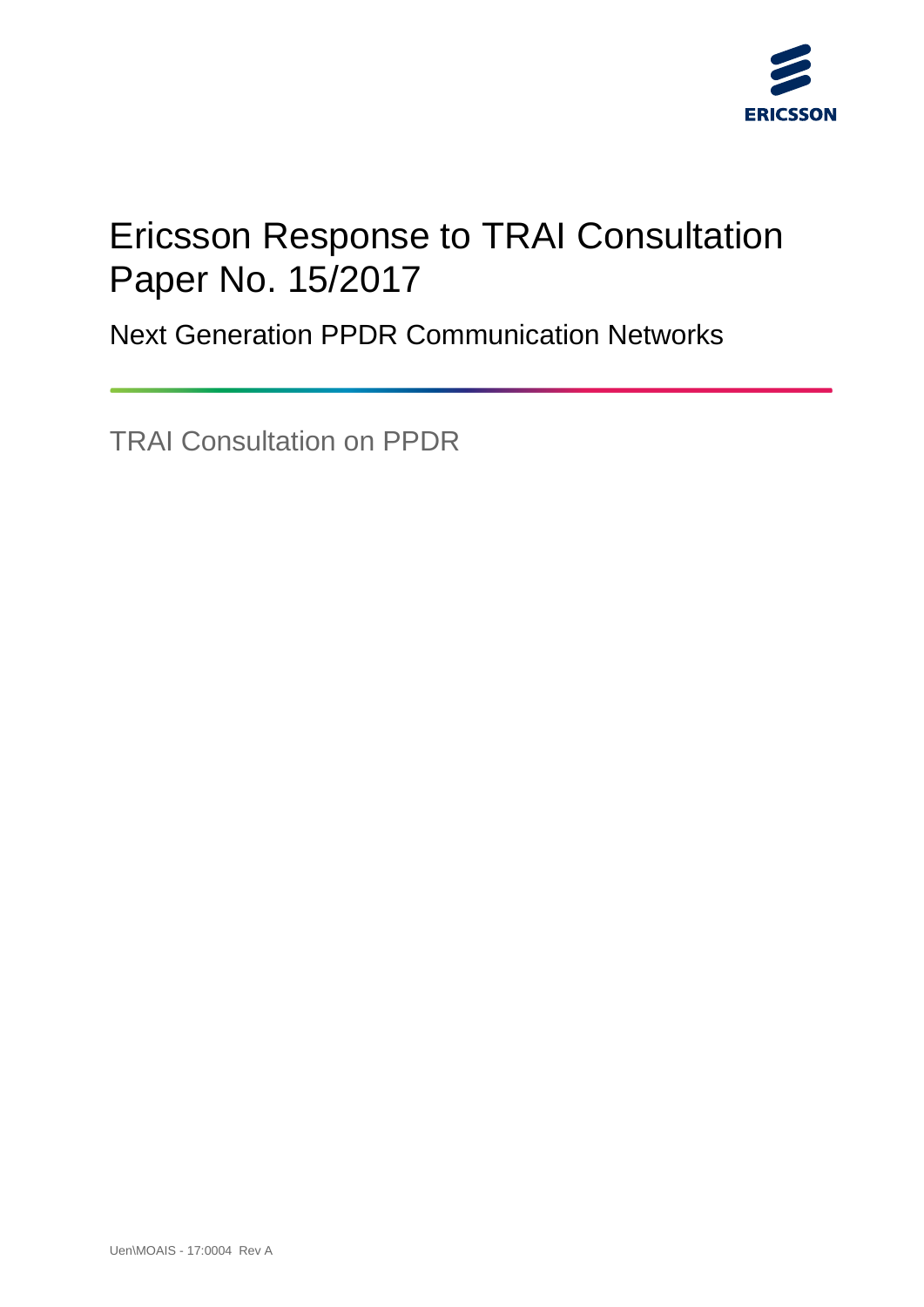# Ericsson Response to TRAI Consultation Paper No. 15/2017

## Next Generation PPDR Communication Networks

TRAI Consultation on PPDR

Uen\MOAIS - 17:0004 Rev A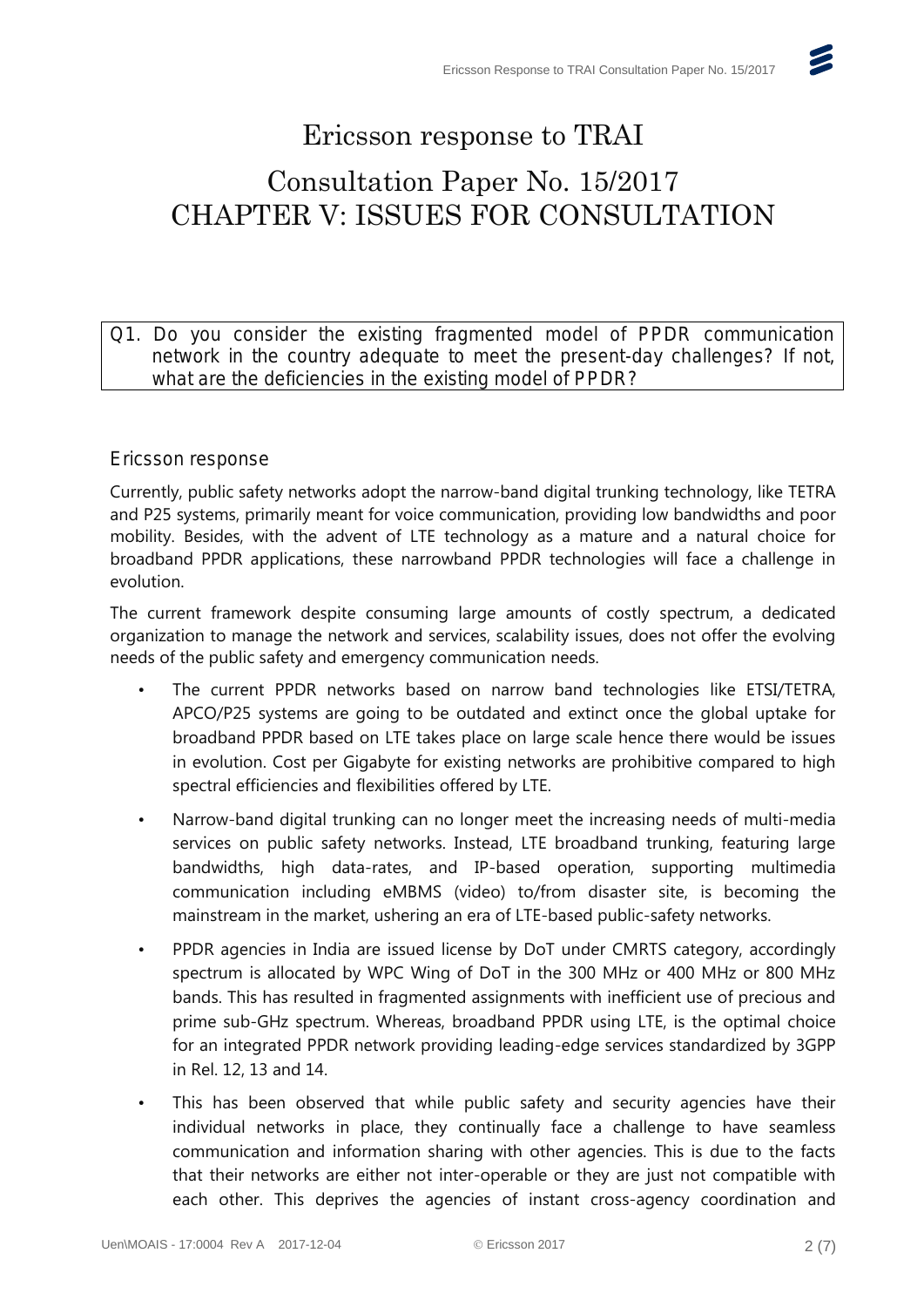# Ericsson response to TRAI

# Consultation Paper No. 15/2017
# CHAPTER V: ISSUES FOR CONSULTATION

**Q1. Do you consider the existing fragmented model of PPDR communication network in the country adequate to meet the present-day challenges? If not, what are the deficiencies in the existing model of PPDR?**

### Ericsson response

Currently, public safety networks adopt the narrow-band digital trunking technology, like TETRA and P25 systems, primarily meant for voice communication, providing low bandwidths and poor mobility. Besides, with the advent of LTE technology as a mature and a natural choice for broadband PPDR applications, these narrowband PPDR technologies will face a challenge in evolution.

The current framework despite consuming large amounts of costly spectrum, a dedicated organization to manage the network and services, scalability issues, does not offer the evolving needs of the public safety and emergency communication needs.

- The current PPDR networks based on narrow band technologies like ETSI/TETRA, APCO/P25 systems are going to be outdated and extinct once the global uptake for broadband PPDR based on LTE takes place on large scale hence there would be issues in evolution. Cost per Gigabyte for existing networks are prohibitive compared to high spectral efficiencies and flexibilities offered by LTE.
- Narrow-band digital trunking can no longer meet the increasing needs of multi-media services on public safety networks. Instead, LTE broadband trunking, featuring large bandwidths, high data-rates, and IP-based operation, supporting multimedia communication including eMBMS (video) to/from disaster site, is becoming the mainstream in the market, ushering an era of LTE-based public-safety networks.
- PPDR agencies in India are issued license by DoT under CMRTS category, accordingly spectrum is allocated by WPC Wing of DoT in the 300 MHz or 400 MHz or 800 MHz bands. This has resulted in fragmented assignments with inefficient use of precious and prime sub-GHz spectrum. Whereas, broadband PPDR using LTE, is the optimal choice for an integrated PPDR network providing leading-edge services standardized by 3GPP in Rel. 12, 13 and 14.
- This has been observed that while public safety and security agencies have their individual networks in place, they continually face a challenge to have seamless communication and information sharing with other agencies. This is due to the facts that their networks are either not inter-operable or they are just not compatible with each other. This deprives the agencies of instant cross-agency coordination and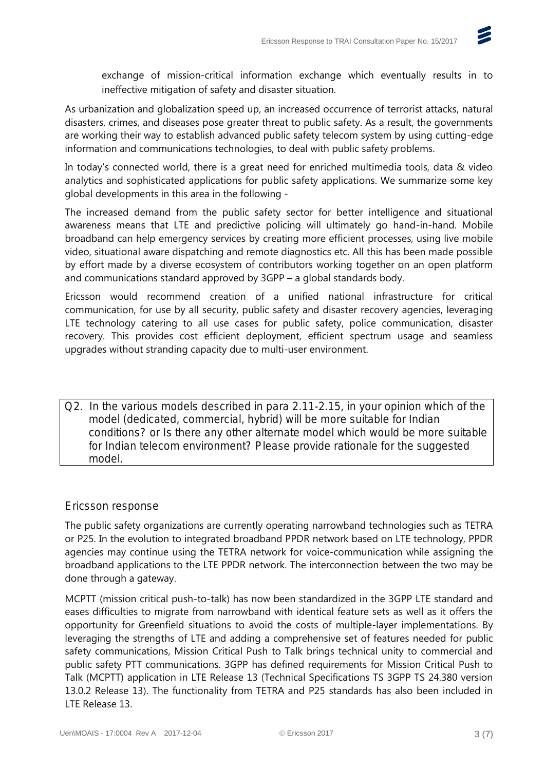exchange of mission-critical information exchange which eventually results in to ineffective mitigation of safety and disaster situation.

As urbanization and globalization speed up, an increased occurrence of terrorist attacks, natural disasters, crimes, and diseases pose greater threat to public safety. As a result, the governments are working their way to establish advanced public safety telecom system by using cutting-edge information and communications technologies, to deal with public safety problems.

In today's connected world, there is a great need for enriched multimedia tools, data & video analytics and sophisticated applications for public safety applications. We summarize some key global developments in this area in the following -

The increased demand from the public safety sector for better intelligence and situational awareness means that LTE and predictive policing will ultimately go hand-in-hand. Mobile broadband can help emergency services by creating more efficient processes, using live mobile video, situational aware dispatching and remote diagnostics etc. All this has been made possible by effort made by a diverse ecosystem of contributors working together on an open platform and communications standard approved by 3GPP – a global standards body.

Ericsson would recommend creation of a unified national infrastructure for critical communication, for use by all security, public safety and disaster recovery agencies, leveraging LTE technology catering to all use cases for public safety, police communication, disaster recovery. This provides cost efficient deployment, efficient spectrum usage and seamless upgrades without stranding capacity due to multi-user environment.

> Q2. In the various models described in para 2.11-2.15, in your opinion which of the model (dedicated, commercial, hybrid) will be more suitable for Indian conditions? or Is there any other alternate model which would be more suitable for Indian telecom environment? Please provide rationale for the suggested model.

## Ericsson response

The public safety organizations are currently operating narrowband technologies such as TETRA or P25. In the evolution to integrated broadband PPDR network based on LTE technology, PPDR agencies may continue using the TETRA network for voice-communication while assigning the broadband applications to the LTE PPDR network. The interconnection between the two may be done through a gateway.

MCPTT (mission critical push-to-talk) has now been standardized in the 3GPP LTE standard and eases difficulties to migrate from narrowband with identical feature sets as well as it offers the opportunity for Greenfield situations to avoid the costs of multiple-layer implementations. By leveraging the strengths of LTE and adding a comprehensive set of features needed for public safety communications, Mission Critical Push to Talk brings technical unity to commercial and public safety PTT communications. 3GPP has defined requirements for Mission Critical Push to Talk (MCPTT) application in LTE Release 13 (Technical Specifications TS 3GPP TS 24.380 version 13.0.2 Release 13). The functionality from TETRA and P25 standards has also been included in LTE Release 13.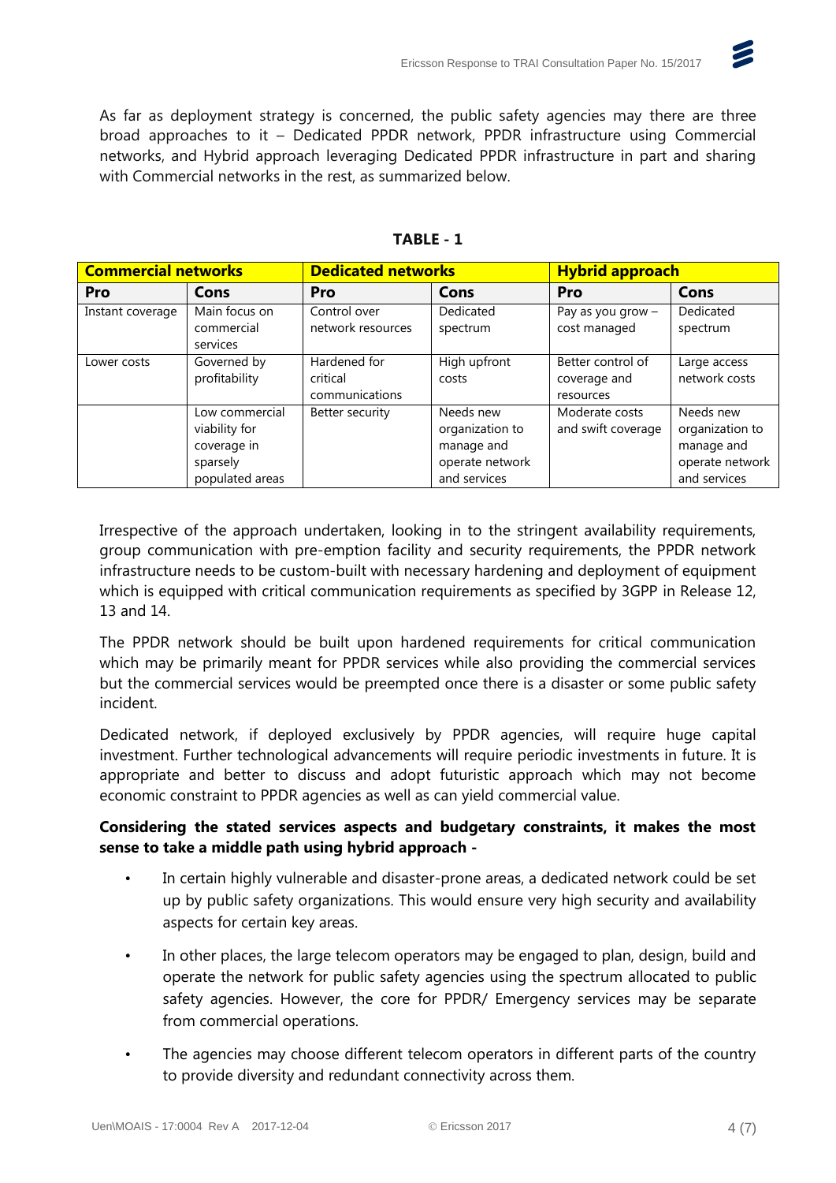As far as deployment strategy is concerned, the public safety agencies may there are three broad approaches to it – Dedicated PPDR network, PPDR infrastructure using Commercial networks, and Hybrid approach leveraging Dedicated PPDR infrastructure in part and sharing with Commercial networks in the rest, as summarized below.

**TABLE - 1**

| **Commercial networks** | | **Dedicated networks** | | **Hybrid approach** | |
|---|---|---|---|---|---|
| **Pro** | **Cons** | **Pro** | **Cons** | **Pro** | **Cons** |
| Instant coverage | Main focus on commercial services | Control over network resources | Dedicated spectrum | Pay as you grow – cost managed | Dedicated spectrum |
| Lower costs | Governed by profitability | Hardened for critical communications | High upfront costs | Better control of coverage and resources | Large access network costs |
| | Low commercial viability for coverage in sparsely populated areas | Better security | Needs new organization to manage and operate network and services | Moderate costs and swift coverage | Needs new organization to manage and operate network and services |

Irrespective of the approach undertaken, looking in to the stringent availability requirements, group communication with pre-emption facility and security requirements, the PPDR network infrastructure needs to be custom-built with necessary hardening and deployment of equipment which is equipped with critical communication requirements as specified by 3GPP in Release 12, 13 and 14.

The PPDR network should be built upon hardened requirements for critical communication which may be primarily meant for PPDR services while also providing the commercial services but the commercial services would be preempted once there is a disaster or some public safety incident.

Dedicated network, if deployed exclusively by PPDR agencies, will require huge capital investment. Further technological advancements will require periodic investments in future. It is appropriate and better to discuss and adopt futuristic approach which may not become economic constraint to PPDR agencies as well as can yield commercial value.

**Considering the stated services aspects and budgetary constraints, it makes the most sense to take a middle path using hybrid approach -**

- In certain highly vulnerable and disaster-prone areas, a dedicated network could be set up by public safety organizations. This would ensure very high security and availability aspects for certain key areas.
- In other places, the large telecom operators may be engaged to plan, design, build and operate the network for public safety agencies using the spectrum allocated to public safety agencies. However, the core for PPDR/ Emergency services may be separate from commercial operations.
- The agencies may choose different telecom operators in different parts of the country to provide diversity and redundant connectivity across them.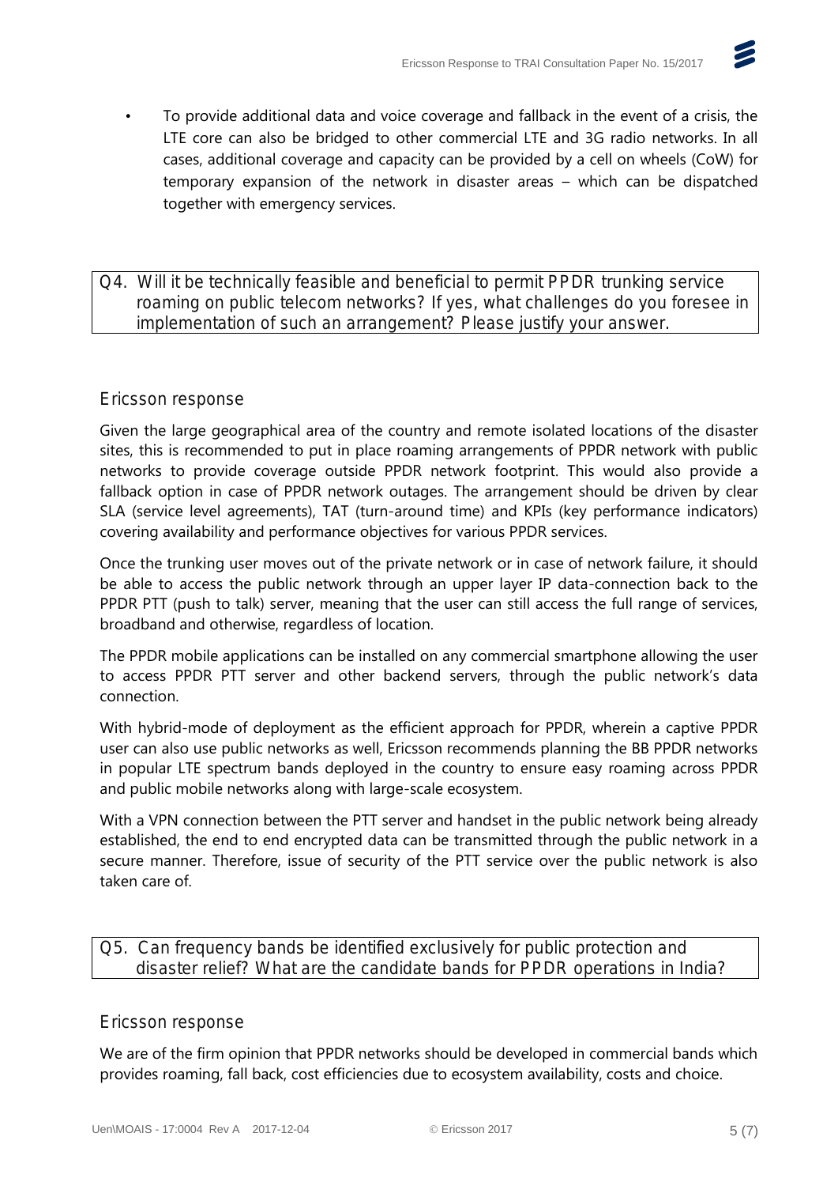- To provide additional data and voice coverage and fallback in the event of a crisis, the LTE core can also be bridged to other commercial LTE and 3G radio networks. In all cases, additional coverage and capacity can be provided by a cell on wheels (CoW) for temporary expansion of the network in disaster areas – which can be dispatched together with emergency services.

## Q4. Will it be technically feasible and beneficial to permit PPDR trunking service roaming on public telecom networks? If yes, what challenges do you foresee in implementation of such an arrangement? Please justify your answer.

### Ericsson response

Given the large geographical area of the country and remote isolated locations of the disaster sites, this is recommended to put in place roaming arrangements of PPDR network with public networks to provide coverage outside PPDR network footprint. This would also provide a fallback option in case of PPDR network outages. The arrangement should be driven by clear SLA (service level agreements), TAT (turn-around time) and KPIs (key performance indicators) covering availability and performance objectives for various PPDR services.

Once the trunking user moves out of the private network or in case of network failure, it should be able to access the public network through an upper layer IP data-connection back to the PPDR PTT (push to talk) server, meaning that the user can still access the full range of services, broadband and otherwise, regardless of location.

The PPDR mobile applications can be installed on any commercial smartphone allowing the user to access PPDR PTT server and other backend servers, through the public network's data connection.

With hybrid-mode of deployment as the efficient approach for PPDR, wherein a captive PPDR user can also use public networks as well, Ericsson recommends planning the BB PPDR networks in popular LTE spectrum bands deployed in the country to ensure easy roaming across PPDR and public mobile networks along with large-scale ecosystem.

With a VPN connection between the PTT server and handset in the public network being already established, the end to end encrypted data can be transmitted through the public network in a secure manner. Therefore, issue of security of the PTT service over the public network is also taken care of.

## Q5. Can frequency bands be identified exclusively for public protection and disaster relief? What are the candidate bands for PPDR operations in India?

### Ericsson response

We are of the firm opinion that PPDR networks should be developed in commercial bands which provides roaming, fall back, cost efficiencies due to ecosystem availability, costs and choice.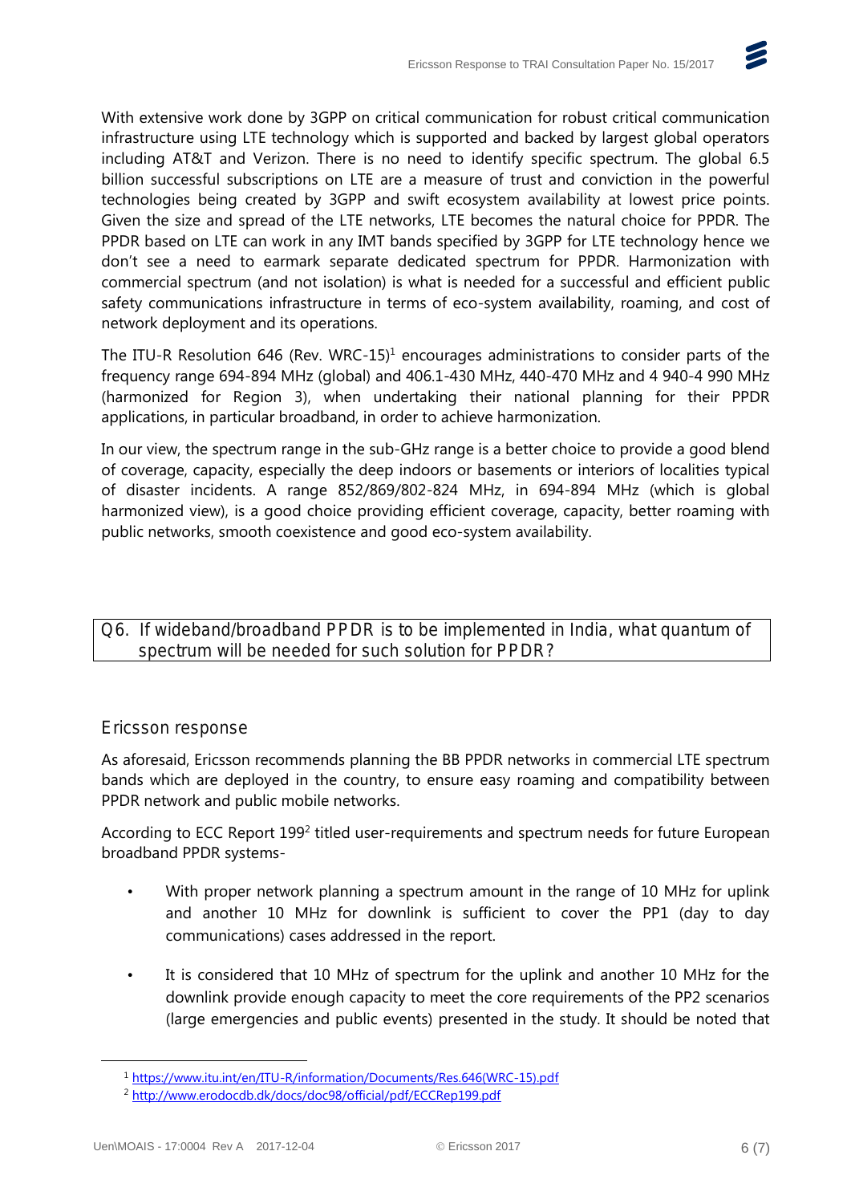With extensive work done by 3GPP on critical communication for robust critical communication infrastructure using LTE technology which is supported and backed by largest global operators including AT&T and Verizon. There is no need to identify specific spectrum. The global 6.5 billion successful subscriptions on LTE are a measure of trust and conviction in the powerful technologies being created by 3GPP and swift ecosystem availability at lowest price points. Given the size and spread of the LTE networks, LTE becomes the natural choice for PPDR. The PPDR based on LTE can work in any IMT bands specified by 3GPP for LTE technology hence we don't see a need to earmark separate dedicated spectrum for PPDR. Harmonization with commercial spectrum (and not isolation) is what is needed for a successful and efficient public safety communications infrastructure in terms of eco-system availability, roaming, and cost of network deployment and its operations.

The ITU-R Resolution 646 (Rev. WRC-15)[1] encourages administrations to consider parts of the frequency range 694-894 MHz (global) and 406.1-430 MHz, 440-470 MHz and 4 940-4 990 MHz (harmonized for Region 3), when undertaking their national planning for their PPDR applications, in particular broadband, in order to achieve harmonization.

In our view, the spectrum range in the sub-GHz range is a better choice to provide a good blend of coverage, capacity, especially the deep indoors or basements or interiors of localities typical of disaster incidents. A range 852/869/802-824 MHz, in 694-894 MHz (which is global harmonized view), is a good choice providing efficient coverage, capacity, better roaming with public networks, smooth coexistence and good eco-system availability.

## Q6. If wideband/broadband PPDR is to be implemented in India, what quantum of spectrum will be needed for such solution for PPDR?

### Ericsson response

As aforesaid, Ericsson recommends planning the BB PPDR networks in commercial LTE spectrum bands which are deployed in the country, to ensure easy roaming and compatibility between PPDR network and public mobile networks.

According to ECC Report 199[2] titled user-requirements and spectrum needs for future European broadband PPDR systems-

- With proper network planning a spectrum amount in the range of 10 MHz for uplink and another 10 MHz for downlink is sufficient to cover the PP1 (day to day communications) cases addressed in the report.
- It is considered that 10 MHz of spectrum for the uplink and another 10 MHz for the downlink provide enough capacity to meet the core requirements of the PP2 scenarios (large emergencies and public events) presented in the study. It should be noted that

[1] https://www.itu.int/en/ITU-R/information/Documents/Res.646(WRC-15).pdf

[2] http://www.erodocdb.dk/docs/doc98/official/pdf/ECCRep199.pdf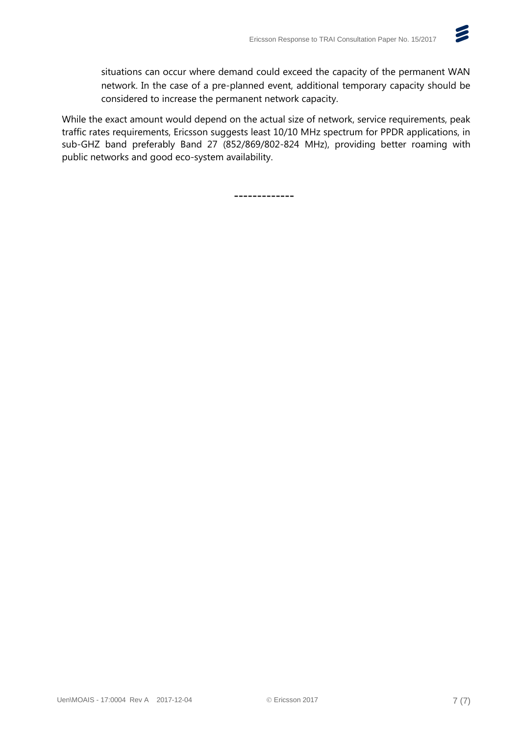situations can occur where demand could exceed the capacity of the permanent WAN network. In the case of a pre-planned event, additional temporary capacity should be considered to increase the permanent network capacity.

While the exact amount would depend on the actual size of network, service requirements, peak traffic rates requirements, Ericsson suggests least 10/10 MHz spectrum for PPDR applications, in sub-GHZ band preferably Band 27 (852/869/802-824 MHz), providing better roaming with public networks and good eco-system availability.

-------------